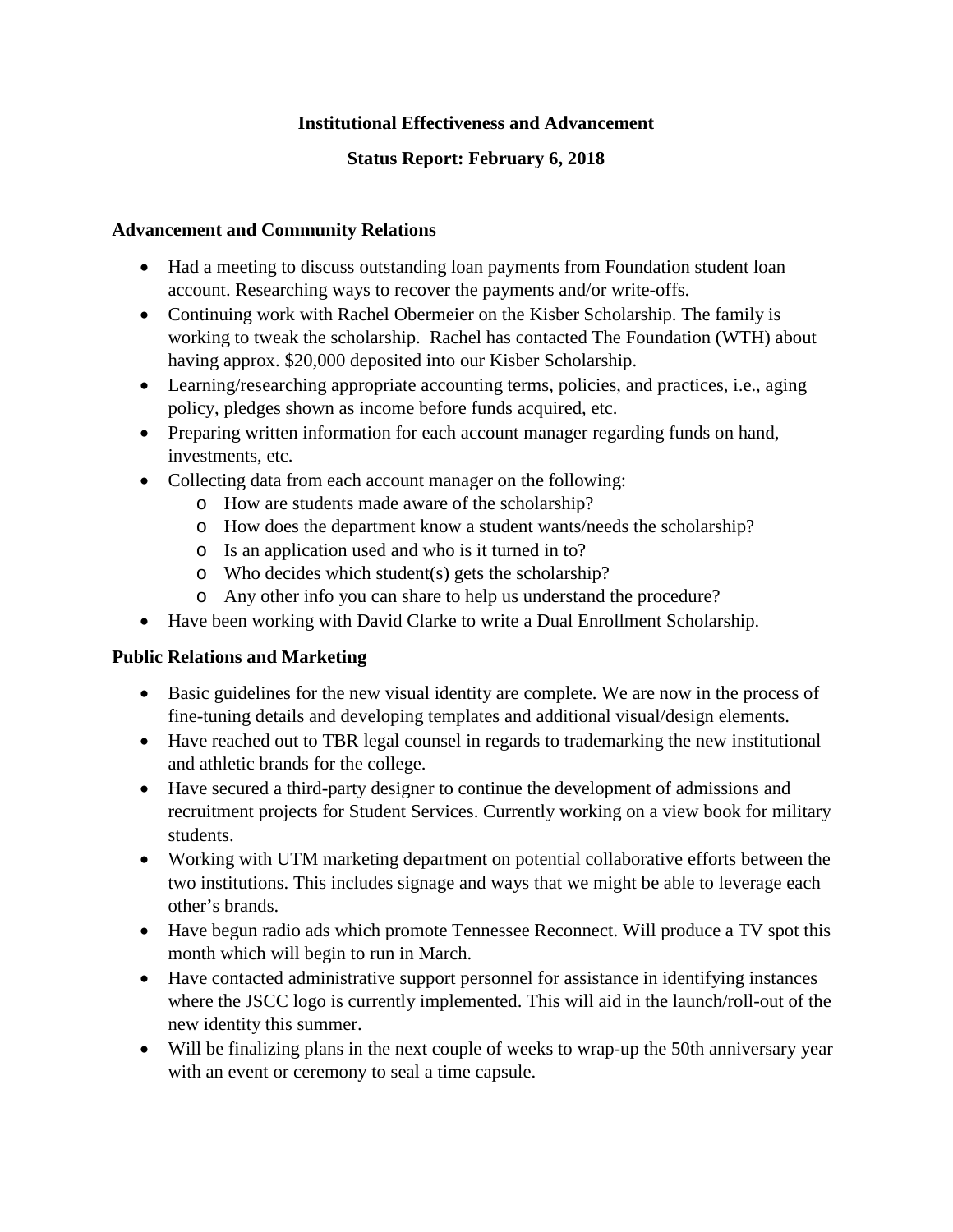**Institutional Effectiveness and Advancement**

**Status Report: February 6, 2018**

### Advancement and Community Relations

- Had a meeting to discuss outstanding loan payments from Foundation student loan account. Researching ways to recover the payments and/or write-offs.
- Continuing work with Rachel Obermeier on the Kisber Scholarship. The family is working to tweak the scholarship. Rachel has contacted The Foundation (WTH) about having approx. $20,000 deposited into our Kisber Scholarship.
- Learning/researching appropriate accounting terms, policies, and practices, i.e., aging policy, pledges shown as income before funds acquired, etc.
- Preparing written information for each account manager regarding funds on hand, investments, etc.
- Collecting data from each account manager on the following:
  - How are students made aware of the scholarship?
  - How does the department know a student wants/needs the scholarship?
  - Is an application used and who is it turned in to?
  - Who decides which student(s) gets the scholarship?
  - Any other info you can share to help us understand the procedure?
- Have been working with David Clarke to write a Dual Enrollment Scholarship.

### Public Relations and Marketing

- Basic guidelines for the new visual identity are complete. We are now in the process of fine-tuning details and developing templates and additional visual/design elements.
- Have reached out to TBR legal counsel in regards to trademarking the new institutional and athletic brands for the college.
- Have secured a third-party designer to continue the development of admissions and recruitment projects for Student Services. Currently working on a view book for military students.
- Working with UTM marketing department on potential collaborative efforts between the two institutions. This includes signage and ways that we might be able to leverage each other's brands.
- Have begun radio ads which promote Tennessee Reconnect. Will produce a TV spot this month which will begin to run in March.
- Have contacted administrative support personnel for assistance in identifying instances where the JSCC logo is currently implemented. This will aid in the launch/roll-out of the new identity this summer.
- Will be finalizing plans in the next couple of weeks to wrap-up the 50th anniversary year with an event or ceremony to seal a time capsule.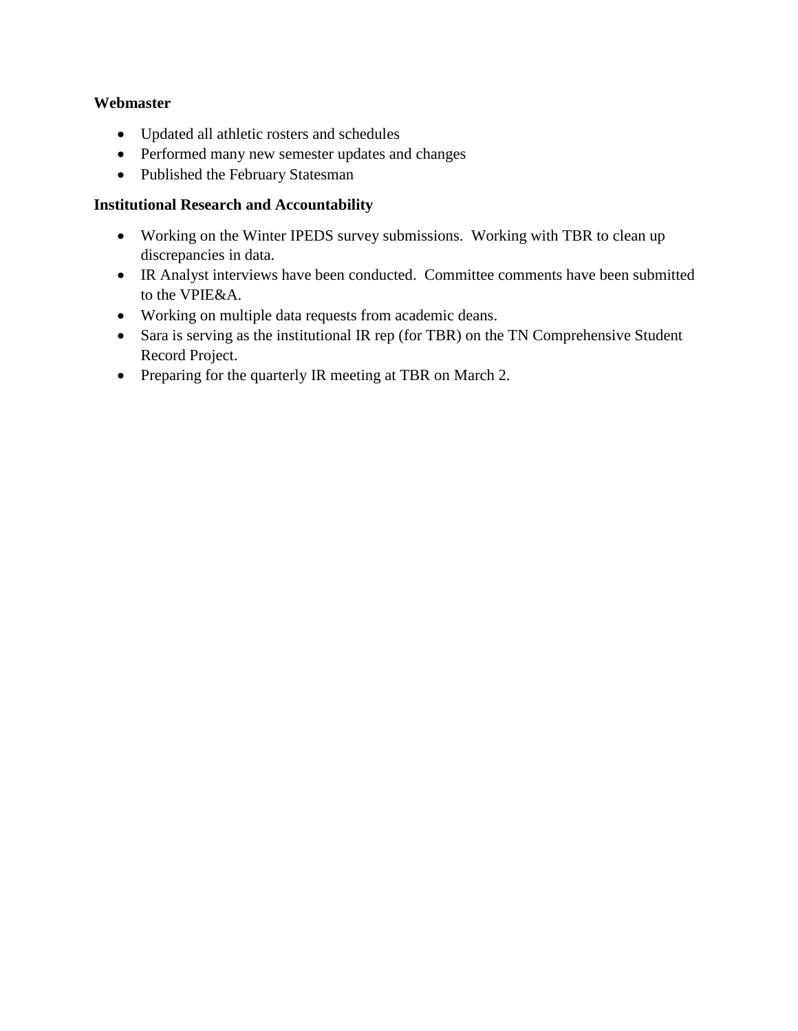**Webmaster**

- Updated all athletic rosters and schedules
- Performed many new semester updates and changes
- Published the February Statesman

**Institutional Research and Accountability**

- Working on the Winter IPEDS survey submissions. Working with TBR to clean up discrepancies in data.
- IR Analyst interviews have been conducted. Committee comments have been submitted to the VPIE&A.
- Working on multiple data requests from academic deans.
- Sara is serving as the institutional IR rep (for TBR) on the TN Comprehensive Student Record Project.
- Preparing for the quarterly IR meeting at TBR on March 2.